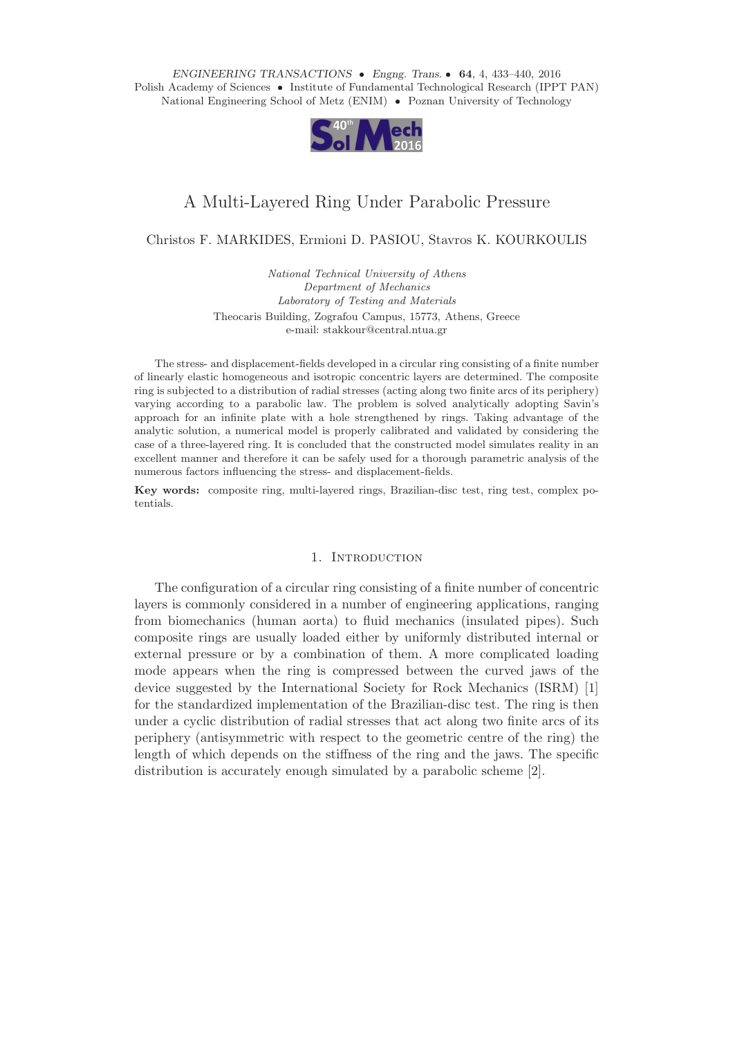# A Multi-Layered Ring Under Parabolic Pressure

Christos F. MARKIDES, Ermioni D. PASIOU, Stavros K. KOURKOULIS

*National Technical University of Athens*
*Department of Mechanics*
*Laboratory of Testing and Materials*
Theocaris Building, Zografou Campus, 15773, Athens, Greece
e-mail: stakkour@central.ntua.gr

The stress- and displacement-fields developed in a circular ring consisting of a finite number of linearly elastic homogeneous and isotropic concentric layers are determined. The composite ring is subjected to a distribution of radial stresses (acting along two finite arcs of its periphery) varying according to a parabolic law. The problem is solved analytically adopting Savin's approach for an infinite plate with a hole strengthened by rings. Taking advantage of the analytic solution, a numerical model is properly calibrated and validated by considering the case of a three-layered ring. It is concluded that the constructed model simulates reality in an excellent manner and therefore it can be safely used for a thorough parametric analysis of the numerous factors influencing the stress- and displacement-fields.

**Key words:** composite ring, multi-layered rings, Brazilian-disc test, ring test, complex potentials.

## 1. Introduction

The configuration of a circular ring consisting of a finite number of concentric layers is commonly considered in a number of engineering applications, ranging from biomechanics (human aorta) to fluid mechanics (insulated pipes). Such composite rings are usually loaded either by uniformly distributed internal or external pressure or by a combination of them. A more complicated loading mode appears when the ring is compressed between the curved jaws of the device suggested by the International Society for Rock Mechanics (ISRM) [1] for the standardized implementation of the Brazilian-disc test. The ring is then under a cyclic distribution of radial stresses that act along two finite arcs of its periphery (antisymmetric with respect to the geometric centre of the ring) the length of which depends on the stiffness of the ring and the jaws. The specific distribution is accurately enough simulated by a parabolic scheme [2].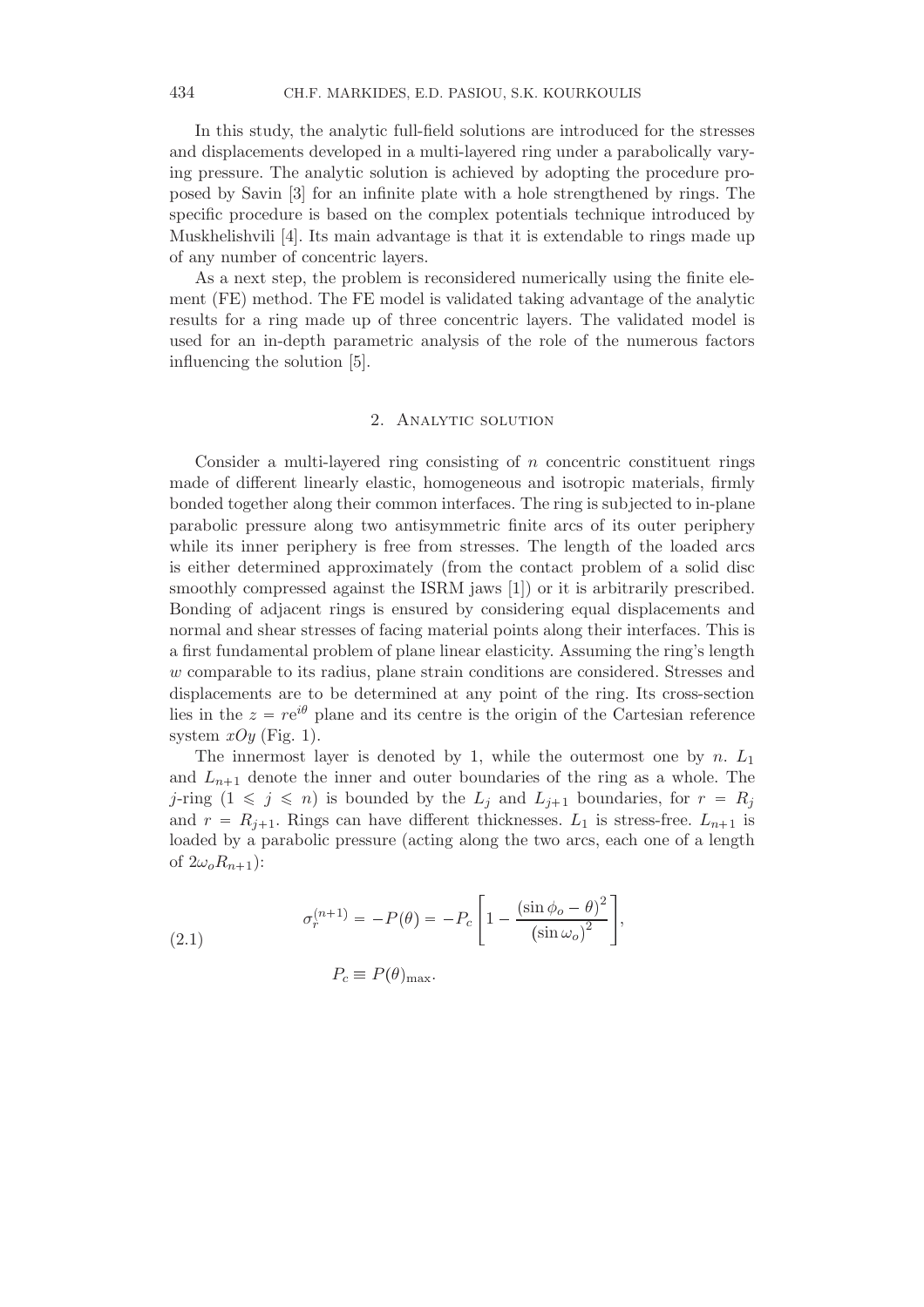In this study, the analytic full-field solutions are introduced for the stresses and displacements developed in a multi-layered ring under a parabolically varying pressure. The analytic solution is achieved by adopting the procedure proposed by Savin [3] for an infinite plate with a hole strengthened by rings. The specific procedure is based on the complex potentials technique introduced by Muskhelishvili [4]. Its main advantage is that it is extendable to rings made up of any number of concentric layers.

As a next step, the problem is reconsidered numerically using the finite element (FE) method. The FE model is validated taking advantage of the analytic results for a ring made up of three concentric layers. The validated model is used for an in-depth parametric analysis of the role of the numerous factors influencing the solution [5].

## 2. Analytic solution

Consider a multi-layered ring consisting of $n$ concentric constituent rings made of different linearly elastic, homogeneous and isotropic materials, firmly bonded together along their common interfaces. The ring is subjected to in-plane parabolic pressure along two antisymmetric finite arcs of its outer periphery while its inner periphery is free from stresses. The length of the loaded arcs is either determined approximately (from the contact problem of a solid disc smoothly compressed against the ISRM jaws [1]) or it is arbitrarily prescribed. Bonding of adjacent rings is ensured by considering equal displacements and normal and shear stresses of facing material points along their interfaces. This is a first fundamental problem of plane linear elasticity. Assuming the ring's length $w$ comparable to its radius, plane strain conditions are considered. Stresses and displacements are to be determined at any point of the ring. Its cross-section lies in the $z = re^{i\theta}$ plane and its centre is the origin of the Cartesian reference system $xOy$ (Fig. 1).

The innermost layer is denoted by 1, while the outermost one by $n$. $L_1$ and $L_{n+1}$ denote the inner and outer boundaries of the ring as a whole. The $j$-ring ($1 \leqslant j \leqslant n$) is bounded by the $L_j$ and $L_{j+1}$ boundaries, for $r = R_j$ and $r = R_{j+1}$. Rings can have different thicknesses. $L_1$ is stress-free. $L_{n+1}$ is loaded by a parabolic pressure (acting along the two arcs, each one of a length of $2\omega_o R_{n+1}$):

$$\sigma_r^{(n+1)} = -P(\theta) = -P_c\left[1 - \frac{(\sin\phi_o - \theta)^2}{(\sin\omega_o)^2}\right], \tag{2.1}$$

$$P_c \equiv P(\theta)_{\max}.$$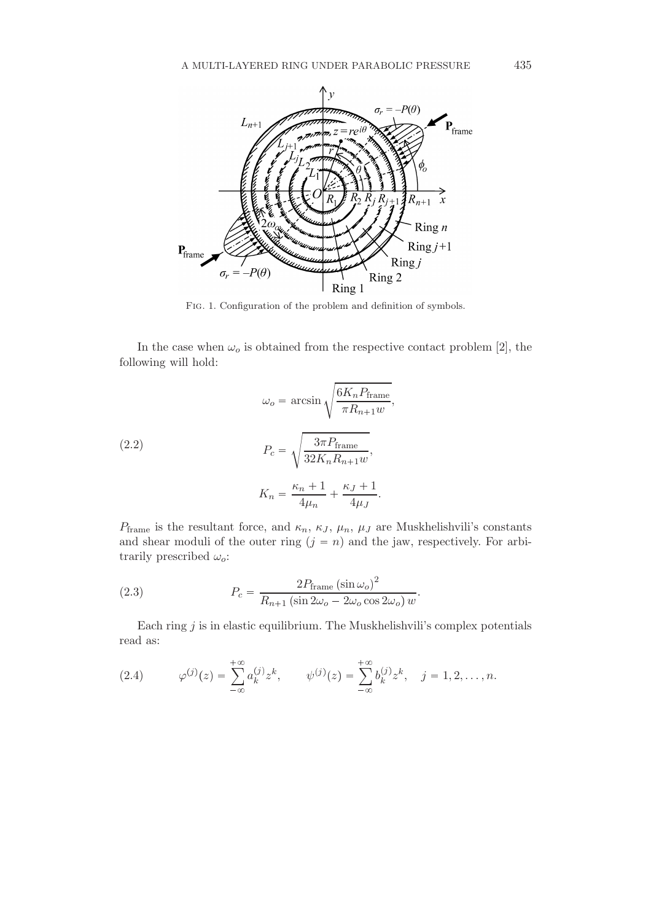Fig. 1. Configuration of the problem and definition of symbols.

In the case when $\omega_o$ is obtained from the respective contact problem [2], the following will hold:

$$
\omega_o = \arcsin\sqrt{\frac{6K_n P_{\text{frame}}}{\pi R_{n+1} w}},
$$

$$
P_c = \sqrt{\frac{3\pi P_{\text{frame}}}{32 K_n R_{n+1} w}}, \tag{2.2}
$$

$$
K_n = \frac{\kappa_n + 1}{4\mu_n} + \frac{\kappa_J + 1}{4\mu_J}.
$$

$P_{\text{frame}}$ is the resultant force, and $\kappa_n$, $\kappa_J$, $\mu_n$, $\mu_J$ are Muskhelishvili's constants and shear moduli of the outer ring ($j = n$) and the jaw, respectively. For arbitrarily prescribed $\omega_o$:

$$
P_c = \frac{2P_{\text{frame}} (\sin\omega_o)^2}{R_{n+1}(\sin 2\omega_o - 2\omega_o \cos 2\omega_o)\, w}. \tag{2.3}
$$

Each ring $j$ is in elastic equilibrium. The Muskhelishvili's complex potentials read as:

$$
\varphi^{(j)}(z) = \sum_{-\infty}^{+\infty} a_k^{(j)} z^k, \qquad \psi^{(j)}(z) = \sum_{-\infty}^{+\infty} b_k^{(j)} z^k, \quad j = 1, 2, \dots, n. \tag{2.4}
$$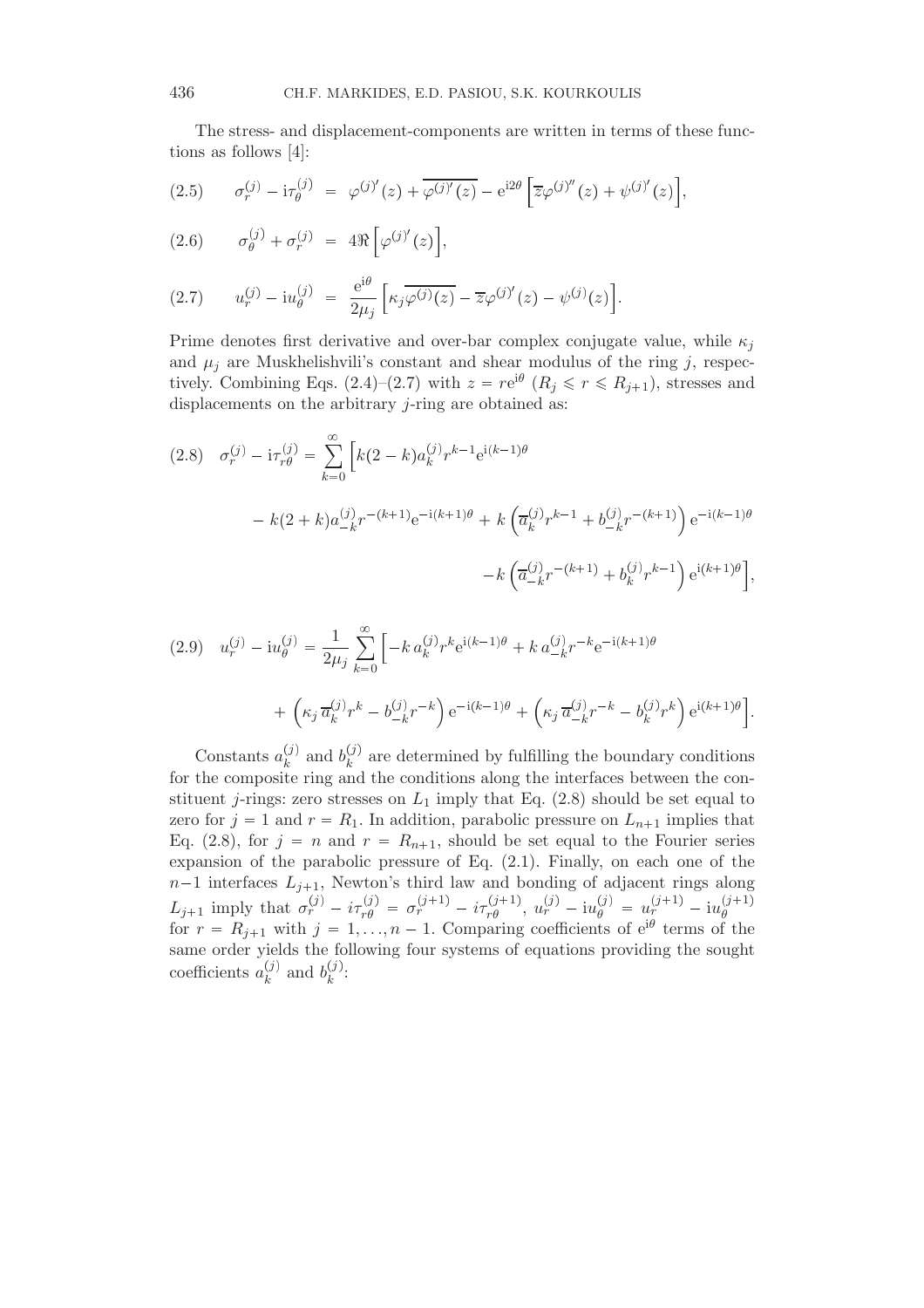The stress- and displacement-components are written in terms of these functions as follows [4]:

$$
(2.5)\qquad \sigma_r^{(j)} - \mathrm{i}\tau_\theta^{(j)} = \varphi^{(j)'}(z) + \overline{\varphi^{(j)'}(z)} - \mathrm{e}^{\mathrm{i}2\theta}\Big[\overline{z}\varphi^{(j)''}(z) + \psi^{(j)'}(z)\Big],
$$

$$
(2.6)\qquad \sigma_\theta^{(j)} + \sigma_r^{(j)} = 4\Re\Big[\varphi^{(j)'}(z)\Big],
$$

$$
(2.7)\qquad u_r^{(j)} - \mathrm{i}u_\theta^{(j)} = \frac{\mathrm{e}^{\mathrm{i}\theta}}{2\mu_j}\Big[\kappa_j\overline{\varphi^{(j)}(z)} - \overline{z}\varphi^{(j)'}(z) - \psi^{(j)}(z)\Big].
$$

Prime denotes first derivative and over-bar complex conjugate value, while $\kappa_j$ and $\mu_j$ are Muskhelishvili's constant and shear modulus of the ring $j$, respectively. Combining Eqs. (2.4)–(2.7) with $z = r\mathrm{e}^{\mathrm{i}\theta}$ ($R_j \leqslant r \leqslant R_{j+1}$), stresses and displacements on the arbitrary $j$-ring are obtained as:

$$
(2.8)\quad \sigma_r^{(j)} - \mathrm{i}\tau_{r\theta}^{(j)} = \sum_{k=0}^{\infty}\Big[k(2-k)a_k^{(j)}r^{k-1}\mathrm{e}^{\mathrm{i}(k-1)\theta} - k(2+k)a_{-k}^{(j)}r^{-(k+1)}\mathrm{e}^{-\mathrm{i}(k+1)\theta} + k\left(\overline{a}_k^{(j)}r^{k-1} + b_{-k}^{(j)}r^{-(k+1)}\right)\mathrm{e}^{-\mathrm{i}(k-1)\theta} - k\left(\overline{a}_{-k}^{(j)}r^{-(k+1)} + b_k^{(j)}r^{k-1}\right)\mathrm{e}^{\mathrm{i}(k+1)\theta}\Big],
$$

$$
(2.9)\quad u_r^{(j)} - \mathrm{i}u_\theta^{(j)} = \frac{1}{2\mu_j}\sum_{k=0}^{\infty}\Big[-k\,a_k^{(j)}r^k\mathrm{e}^{\mathrm{i}(k-1)\theta} + k\,a_{-k}^{(j)}r^{-k}\mathrm{e}^{-\mathrm{i}(k+1)\theta} + \left(\kappa_j\,\overline{a}_k^{(j)}r^k - b_{-k}^{(j)}r^{-k}\right)\mathrm{e}^{-\mathrm{i}(k-1)\theta} + \left(\kappa_j\,\overline{a}_{-k}^{(j)}r^{-k} - b_k^{(j)}r^k\right)\mathrm{e}^{\mathrm{i}(k+1)\theta}\Big].
$$

Constants $a_k^{(j)}$ and $b_k^{(j)}$ are determined by fulfilling the boundary conditions for the composite ring and the conditions along the interfaces between the constituent $j$-rings: zero stresses on $L_1$ imply that Eq. (2.8) should be set equal to zero for $j = 1$ and $r = R_1$. In addition, parabolic pressure on $L_{n+1}$ implies that Eq. (2.8), for $j = n$ and $r = R_{n+1}$, should be set equal to the Fourier series expansion of the parabolic pressure of Eq. (2.1). Finally, on each one of the $n-1$ interfaces $L_{j+1}$, Newton's third law and bonding of adjacent rings along $L_{j+1}$ imply that $\sigma_r^{(j)} - i\tau_{r\theta}^{(j)} = \sigma_r^{(j+1)} - i\tau_{r\theta}^{(j+1)}$, $u_r^{(j)} - \mathrm{i}u_\theta^{(j)} = u_r^{(j+1)} - \mathrm{i}u_\theta^{(j+1)}$ for $r = R_{j+1}$ with $j = 1, \ldots, n-1$. Comparing coefficients of $\mathrm{e}^{\mathrm{i}\theta}$ terms of the same order yields the following four systems of equations providing the sought coefficients $a_k^{(j)}$ and $b_k^{(j)}$: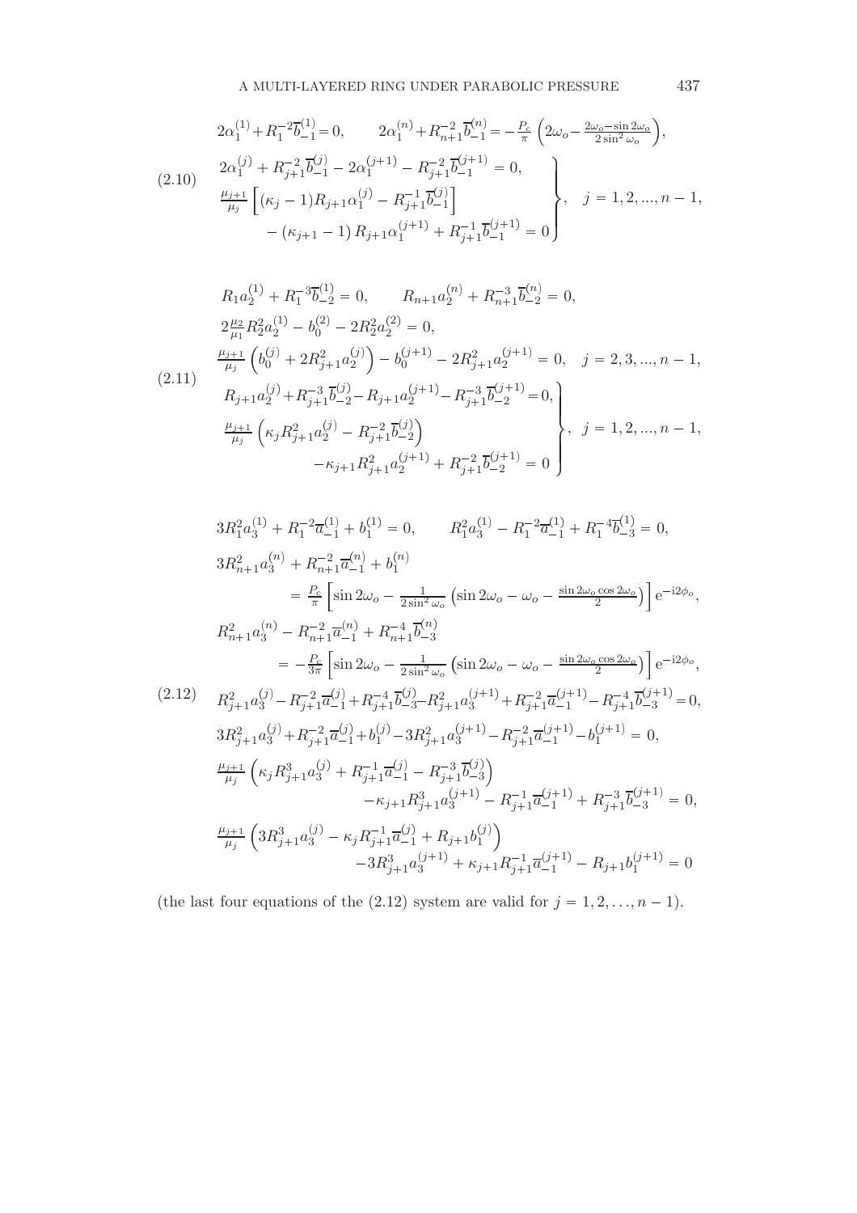$$
(2.10)\quad
\begin{aligned}
&2\alpha_1^{(1)}+R_1^{-2}\overline{b}_{-1}^{(1)}=0, \qquad 2\alpha_1^{(n)}+R_{n+1}^{-2}\overline{b}_{-1}^{(n)}=-\tfrac{P_c}{\pi}\left(2\omega_o-\tfrac{2\omega_o-\sin 2\omega_o}{2\sin^2\omega_o}\right),\\
&\left.\begin{aligned}
&2\alpha_1^{(j)}+R_{j+1}^{-2}\overline{b}_{-1}^{(j)}-2\alpha_1^{(j+1)}-R_{j+1}^{-2}\overline{b}_{-1}^{(j+1)}=0,\\
&\tfrac{\mu_{j+1}}{\mu_j}\left[(\kappa_j-1)R_{j+1}\alpha_1^{(j)}-R_{j+1}^{-1}\overline{b}_{-1}^{(j)}\right]\\
&\qquad-(\kappa_{j+1}-1)R_{j+1}\alpha_1^{(j+1)}+R_{j+1}^{-1}\overline{b}_{-1}^{(j+1)}=0
\end{aligned}\right\},\quad j=1,2,...,n-1,
\end{aligned}
$$

$$
(2.11)\quad
\begin{aligned}
&R_1a_2^{(1)}+R_1^{-3}\overline{b}_{-2}^{(1)}=0, \qquad R_{n+1}a_2^{(n)}+R_{n+1}^{-3}\overline{b}_{-2}^{(n)}=0,\\
&2\tfrac{\mu_2}{\mu_1}R_2^2a_2^{(1)}-b_0^{(2)}-2R_2^2a_2^{(2)}=0,\\
&\tfrac{\mu_{j+1}}{\mu_j}\left(b_0^{(j)}+2R_{j+1}^2a_2^{(j)}\right)-b_0^{(j+1)}-2R_{j+1}^2a_2^{(j+1)}=0, \quad j=2,3,...,n-1,\\
&\left.\begin{aligned}
&R_{j+1}a_2^{(j)}+R_{j+1}^{-3}\overline{b}_{-2}^{(j)}-R_{j+1}a_2^{(j+1)}-R_{j+1}^{-3}\overline{b}_{-2}^{(j+1)}=0,\\
&\tfrac{\mu_{j+1}}{\mu_j}\left(\kappa_jR_{j+1}^2a_2^{(j)}-R_{j+1}^{-2}\overline{b}_{-2}^{(j)}\right)\\
&\qquad-\kappa_{j+1}R_{j+1}^2a_2^{(j+1)}+R_{j+1}^{-2}\overline{b}_{-2}^{(j+1)}=0
\end{aligned}\right\},\quad j=1,2,...,n-1,
\end{aligned}
$$

$$
(2.12)\quad
\begin{aligned}
&3R_1^2a_3^{(1)}+R_1^{-2}\overline{a}_{-1}^{(1)}+b_1^{(1)}=0, \qquad R_1^2a_3^{(1)}-R_1^{-2}\overline{a}_{-1}^{(1)}+R_1^{-4}\overline{b}_{-3}^{(1)}=0,\\
&3R_{n+1}^2a_3^{(n)}+R_{n+1}^{-2}\overline{a}_{-1}^{(n)}+b_1^{(n)}\\
&\qquad=\tfrac{P_c}{\pi}\left[\sin 2\omega_o-\tfrac{1}{2\sin^2\omega_o}\left(\sin 2\omega_o-\omega_o-\tfrac{\sin 2\omega_o\cos 2\omega_o}{2}\right)\right]\mathrm{e}^{-\mathrm{i}2\phi_o},\\
&R_{n+1}^2a_3^{(n)}-R_{n+1}^{-2}\overline{a}_{-1}^{(n)}+R_{n+1}^{-4}\overline{b}_{-3}^{(n)}\\
&\qquad=-\tfrac{P_c}{3\pi}\left[\sin 2\omega_o-\tfrac{1}{2\sin^2\omega_o}\left(\sin 2\omega_o-\omega_o-\tfrac{\sin 2\omega_o\cos 2\omega_o}{2}\right)\right]\mathrm{e}^{-\mathrm{i}2\phi_o},\\
&R_{j+1}^2a_3^{(j)}-R_{j+1}^{-2}\overline{a}_{-1}^{(j)}+R_{j+1}^{-4}\overline{b}_{-3}^{(j)}-R_{j+1}^2a_3^{(j+1)}+R_{j+1}^{-2}\overline{a}_{-1}^{(j+1)}-R_{j+1}^{-4}\overline{b}_{-3}^{(j+1)}=0,\\
&3R_{j+1}^2a_3^{(j)}+R_{j+1}^{-2}\overline{a}_{-1}^{(j)}+b_1^{(j)}-3R_{j+1}^2a_3^{(j+1)}-R_{j+1}^{-2}\overline{a}_{-1}^{(j+1)}-b_1^{(j+1)}=0,\\
&\tfrac{\mu_{j+1}}{\mu_j}\left(\kappa_jR_{j+1}^3a_3^{(j)}+R_{j+1}^{-1}\overline{a}_{-1}^{(j)}-R_{j+1}^{-3}\overline{b}_{-3}^{(j)}\right)\\
&\qquad-\kappa_{j+1}R_{j+1}^3a_3^{(j+1)}-R_{j+1}^{-1}\overline{a}_{-1}^{(j+1)}+R_{j+1}^{-3}\overline{b}_{-3}^{(j+1)}=0,\\
&\tfrac{\mu_{j+1}}{\mu_j}\left(3R_{j+1}^3a_3^{(j)}-\kappa_jR_{j+1}^{-1}\overline{a}_{-1}^{(j)}+R_{j+1}b_1^{(j)}\right)\\
&\qquad-3R_{j+1}^3a_3^{(j+1)}+\kappa_{j+1}R_{j+1}^{-1}\overline{a}_{-1}^{(j+1)}-R_{j+1}b_1^{(j+1)}=0
\end{aligned}
$$

(the last four equations of the (2.12) system are valid for $j=1,2,\ldots,n-1$).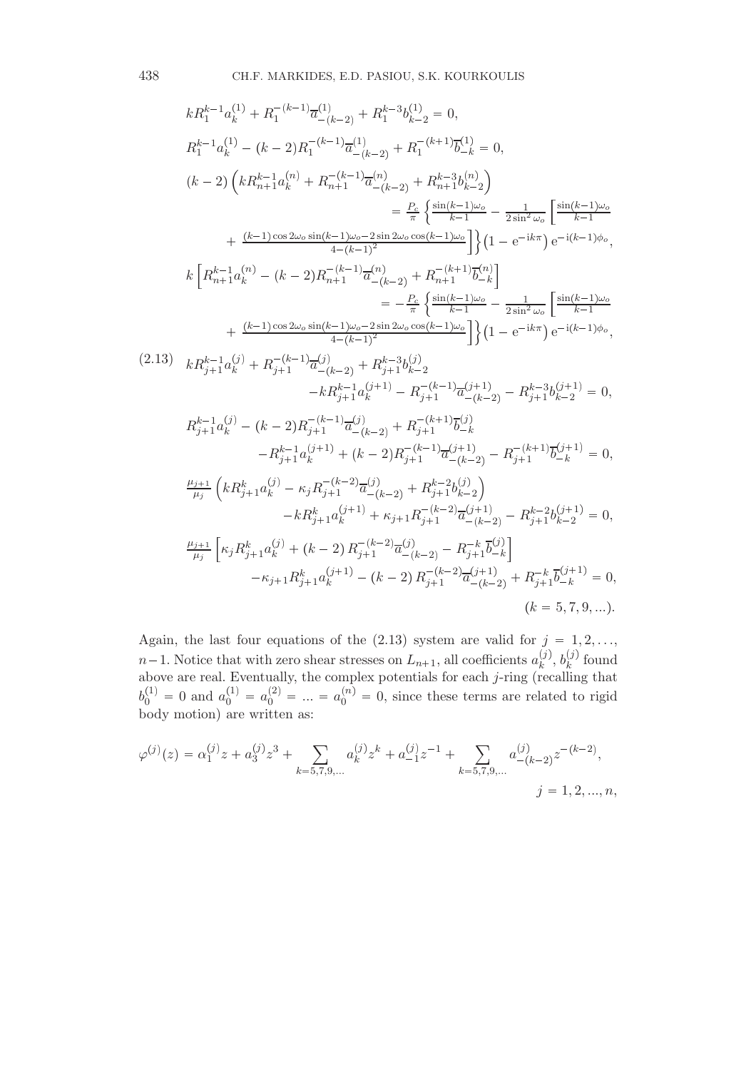$$
\begin{aligned}
&kR_1^{k-1}a_k^{(1)} + R_1^{-(k-1)}\overline{a}_{-(k-2)}^{(1)} + R_1^{k-3}b_{k-2}^{(1)} = 0,\\
&R_1^{k-1}a_k^{(1)} - (k-2)R_1^{-(k-1)}\overline{a}_{-(k-2)}^{(1)} + R_1^{-(k+1)}\overline{b}_{-k}^{(1)} = 0,\\
&(k-2)\left(kR_{n+1}^{k-1}a_k^{(n)} + R_{n+1}^{-(k-1)}\overline{a}_{-(k-2)}^{(n)} + R_{n+1}^{k-3}b_{k-2}^{(n)}\right)\\
&\qquad = \frac{P_c}{\pi}\left\{\frac{\sin(k-1)\omega_o}{k-1} - \frac{1}{2\sin^2\omega_o}\left[\frac{\sin(k-1)\omega_o}{k-1}\right.\right.\\
&\qquad \left.\left. + \frac{(k-1)\cos 2\omega_o \sin(k-1)\omega_o - 2\sin 2\omega_o\cos(k-1)\omega_o}{4-(k-1)^2}\right]\right\}\left(1-\mathrm{e}^{-\mathrm{i}k\pi}\right)\mathrm{e}^{-\mathrm{i}(k-1)\phi_o},\\
&k\left[R_{n+1}^{k-1}a_k^{(n)} - (k-2)R_{n+1}^{-(k-1)}\overline{a}_{-(k-2)}^{(n)} + R_{n+1}^{-(k+1)}\overline{b}_{-k}^{(n)}\right]\\
&\qquad = -\frac{P_c}{\pi}\left\{\frac{\sin(k-1)\omega_o}{k-1} - \frac{1}{2\sin^2\omega_o}\left[\frac{\sin(k-1)\omega_o}{k-1}\right.\right.\\
&\qquad \left.\left. + \frac{(k-1)\cos 2\omega_o \sin(k-1)\omega_o - 2\sin 2\omega_o\cos(k-1)\omega_o}{4-(k-1)^2}\right]\right\}\left(1-\mathrm{e}^{-\mathrm{i}k\pi}\right)\mathrm{e}^{-\mathrm{i}(k-1)\phi_o},
\end{aligned}
$$

$$
\begin{aligned}
&kR_{j+1}^{k-1}a_k^{(j)} + R_{j+1}^{-(k-1)}\overline{a}_{-(k-2)}^{(j)} + R_{j+1}^{k-3}b_{k-2}^{(j)}\\
&\qquad -kR_{j+1}^{k-1}a_k^{(j+1)} - R_{j+1}^{-(k-1)}\overline{a}_{-(k-2)}^{(j+1)} - R_{j+1}^{k-3}b_{k-2}^{(j+1)} = 0,\\
&R_{j+1}^{k-1}a_k^{(j)} - (k-2)R_{j+1}^{-(k-1)}\overline{a}_{-(k-2)}^{(j)} + R_{j+1}^{-(k+1)}\overline{b}_{-k}^{(j)}\\
&\qquad -R_{j+1}^{k-1}a_k^{(j+1)} + (k-2)R_{j+1}^{-(k-1)}\overline{a}_{-(k-2)}^{(j+1)} - R_{j+1}^{-(k+1)}\overline{b}_{-k}^{(j+1)} = 0,\\
&\frac{\mu_{j+1}}{\mu_j}\left(kR_{j+1}^{k}a_k^{(j)} - \kappa_j R_{j+1}^{-(k-2)}\overline{a}_{-(k-2)}^{(j)} + R_{j+1}^{k-2}b_{k-2}^{(j)}\right)\\
&\qquad -kR_{j+1}^{k}a_k^{(j+1)} + \kappa_{j+1}R_{j+1}^{-(k-2)}\overline{a}_{-(k-2)}^{(j+1)} - R_{j+1}^{k-2}b_{k-2}^{(j+1)} = 0,\\
&\frac{\mu_{j+1}}{\mu_j}\left[\kappa_j R_{j+1}^{k}a_k^{(j)} + (k-2)R_{j+1}^{-(k-2)}\overline{a}_{-(k-2)}^{(j)} - R_{j+1}^{-k}\overline{b}_{-k}^{(j)}\right]\\
&\qquad -\kappa_{j+1}R_{j+1}^{k}a_k^{(j+1)} - (k-2)R_{j+1}^{-(k-2)}\overline{a}_{-(k-2)}^{(j+1)} + R_{j+1}^{-k}\overline{b}_{-k}^{(j+1)} = 0,\\
&\qquad\qquad (k = 5, 7, 9, \ldots).
\end{aligned}
\tag{2.13}
$$

Again, the last four equations of the (2.13) system are valid for $j = 1, 2, \ldots, n-1$. Notice that with zero shear stresses on $L_{n+1}$, all coefficients $a_k^{(j)}$, $b_k^{(j)}$ found above are real. Eventually, the complex potentials for each $j$-ring (recalling that $b_0^{(1)} = 0$ and $a_0^{(1)} = a_0^{(2)} = \ldots = a_0^{(n)} = 0$, since these terms are related to rigid body motion) are written as:

$$
\varphi^{(j)}(z) = \alpha_1^{(j)} z + a_3^{(j)} z^3 + \sum_{k=5,7,9,\ldots} a_k^{(j)} z^k + a_{-1}^{(j)} z^{-1} + \sum_{k=5,7,9,\ldots} a_{-(k-2)}^{(j)} z^{-(k-2)},
\qquad j = 1, 2, \ldots, n,
$$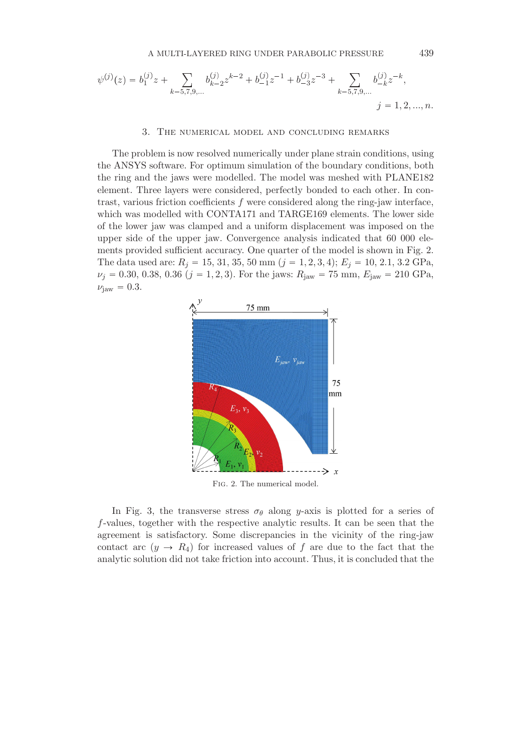$$\psi^{(j)}(z) = b_1^{(j)} z + \sum_{k=5,7,9,\ldots} b_{k-2}^{(j)} z^{k-2} + b_{-1}^{(j)} z^{-1} + b_{-3}^{(j)} z^{-3} + \sum_{k=5,7,9,\ldots} b_{-k}^{(j)} z^{-k}, \qquad j = 1, 2, \ldots, n.$$

## 3. The numerical model and concluding remarks

The problem is now resolved numerically under plane strain conditions, using the ANSYS software. For optimum simulation of the boundary conditions, both the ring and the jaws were modelled. The model was meshed with PLANE182 element. Three layers were considered, perfectly bonded to each other. In contrast, various friction coefficients $f$ were considered along the ring-jaw interface, which was modelled with CONTA171 and TARGE169 elements. The lower side of the lower jaw was clamped and a uniform displacement was imposed on the upper side of the upper jaw. Convergence analysis indicated that 60 000 elements provided sufficient accuracy. One quarter of the model is shown in Fig. 2. The data used are: $R_j = 15, 31, 35, 50$ mm ($j = 1, 2, 3, 4$); $E_j = 10, 2.1, 3.2$ GPa, $\nu_j = 0.30, 0.38, 0.36$ ($j = 1, 2, 3$). For the jaws: $R_{\text{jaw}} = 75$ mm, $E_{\text{jaw}} = 210$ GPa, $\nu_{\text{jaw}} = 0.3$.

Fig. 2. The numerical model.

In Fig. 3, the transverse stress $\sigma_\theta$ along $y$-axis is plotted for a series of $f$-values, together with the respective analytic results. It can be seen that the agreement is satisfactory. Some discrepancies in the vicinity of the ring-jaw contact arc ($y \to R_4$) for increased values of $f$ are due to the fact that the analytic solution did not take friction into account. Thus, it is concluded that the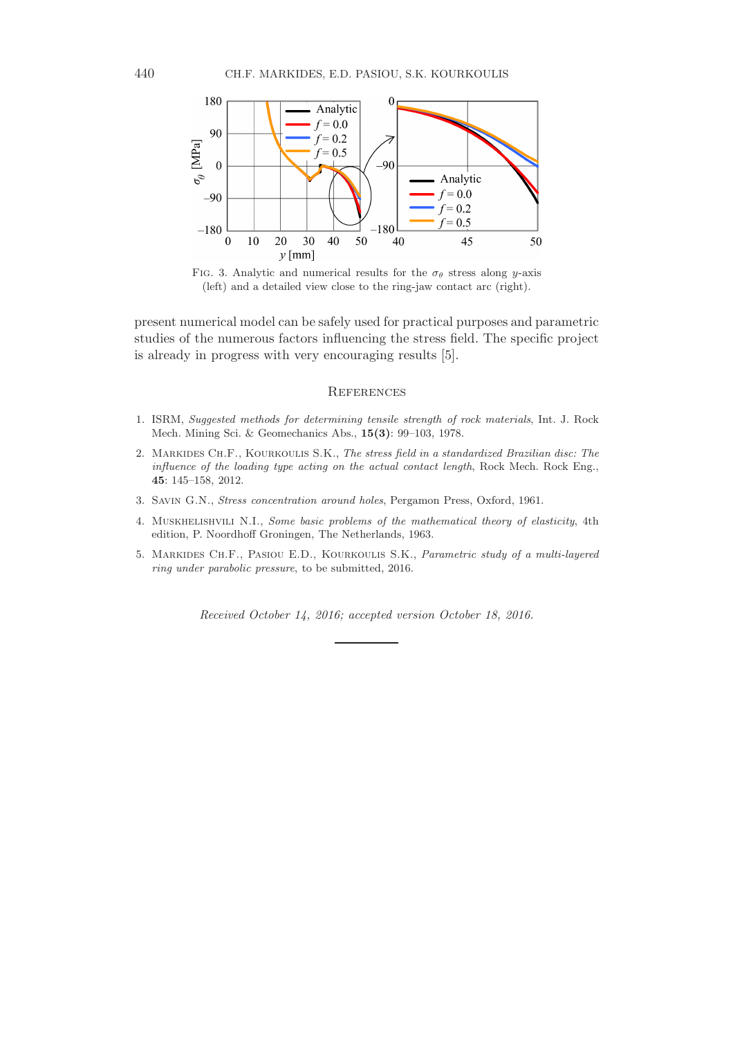180
90
0
–90
–180
0 10 20 30 40 50
$y$ [mm]
$\sigma_\theta$ [MPa]
Analytic
$f = 0.0$
$f = 0.2$
$f = 0.5$

0
–90
–180
40 45 50
Analytic
$f = 0.0$
$f = 0.2$
$f = 0.5$

Fig. 3. Analytic and numerical results for the $\sigma_\theta$ stress along $y$-axis (left) and a detailed view close to the ring-jaw contact arc (right).

present numerical model can be safely used for practical purposes and parametric studies of the numerous factors influencing the stress field. The specific project is already in progress with very encouraging results [5].

## References

1. ISRM, *Suggested methods for determining tensile strength of rock materials*, Int. J. Rock Mech. Mining Sci. & Geomechanics Abs., **15(3)**: 99–103, 1978.
2. Markides Ch.F., Kourkoulis S.K., *The stress field in a standardized Brazilian disc: The influence of the loading type acting on the actual contact length*, Rock Mech. Rock Eng., **45**: 145–158, 2012.
3. Savin G.N., *Stress concentration around holes*, Pergamon Press, Oxford, 1961.
4. Muskhelishvili N.I., *Some basic problems of the mathematical theory of elasticity*, 4th edition, P. Noordhoff Groningen, The Netherlands, 1963.
5. Markides Ch.F., Pasiou E.D., Kourkoulis S.K., *Parametric study of a multi-layered ring under parabolic pressure*, to be submitted, 2016.

*Received October 14, 2016; accepted version October 18, 2016.*